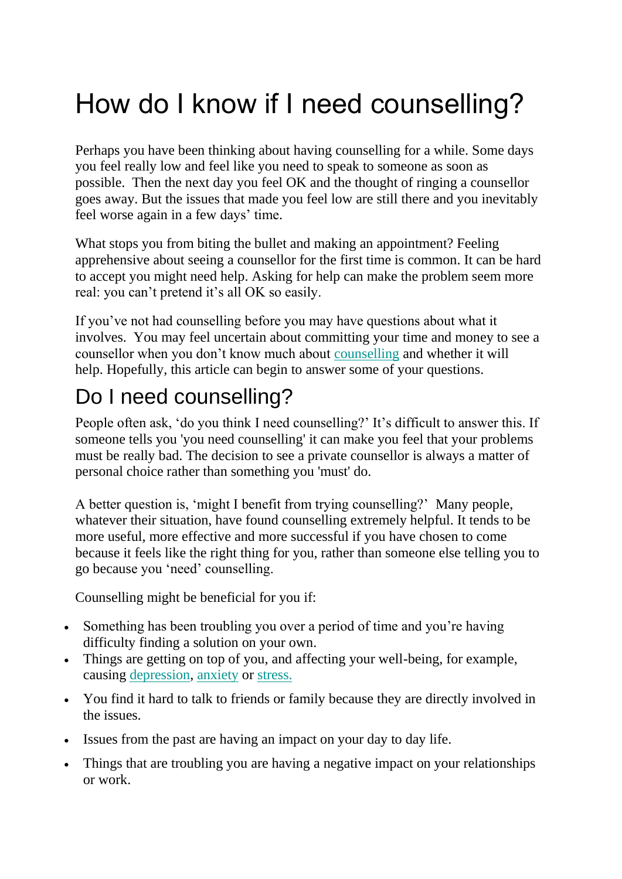# How do I know if I need counselling?

Perhaps you have been thinking about having counselling for a while. Some days you feel really low and feel like you need to speak to someone as soon as possible. Then the next day you feel OK and the thought of ringing a counsellor goes away. But the issues that made you feel low are still there and you inevitably feel worse again in a few days' time.

What stops you from biting the bullet and making an appointment? Feeling apprehensive about seeing a counsellor for the first time is common. It can be hard to accept you might need help. Asking for help can make the problem seem more real: you can't pretend it's all OK so easily.

If you've not had counselling before you may have questions about what it involves. You may feel uncertain about committing your time and money to see a counsellor when you don't know much about counselling and whether it will help. Hopefully, this article can begin to answer some of your questions.

## Do I need counselling?

People often ask, 'do you think I need counselling?' It's difficult to answer this. If someone tells you 'you need counselling' it can make you feel that your problems must be really bad. The decision to see a private counsellor is always a matter of personal choice rather than something you 'must' do.

A better question is, 'might I benefit from trying counselling?' Many people, whatever their situation, have found counselling extremely helpful. It tends to be more useful, more effective and more successful if you have chosen to come because it feels like the right thing for you, rather than someone else telling you to go because you 'need' counselling.

Counselling might be beneficial for you if:

- Something has been troubling you over a period of time and you're having difficulty finding a solution on your own.
- Things are getting on top of you, and affecting your well-being, for example, causing depression, anxiety or stress.
- You find it hard to talk to friends or family because they are directly involved in the issues.
- Issues from the past are having an impact on your day to day life.
- Things that are troubling you are having a negative impact on your relationships or work.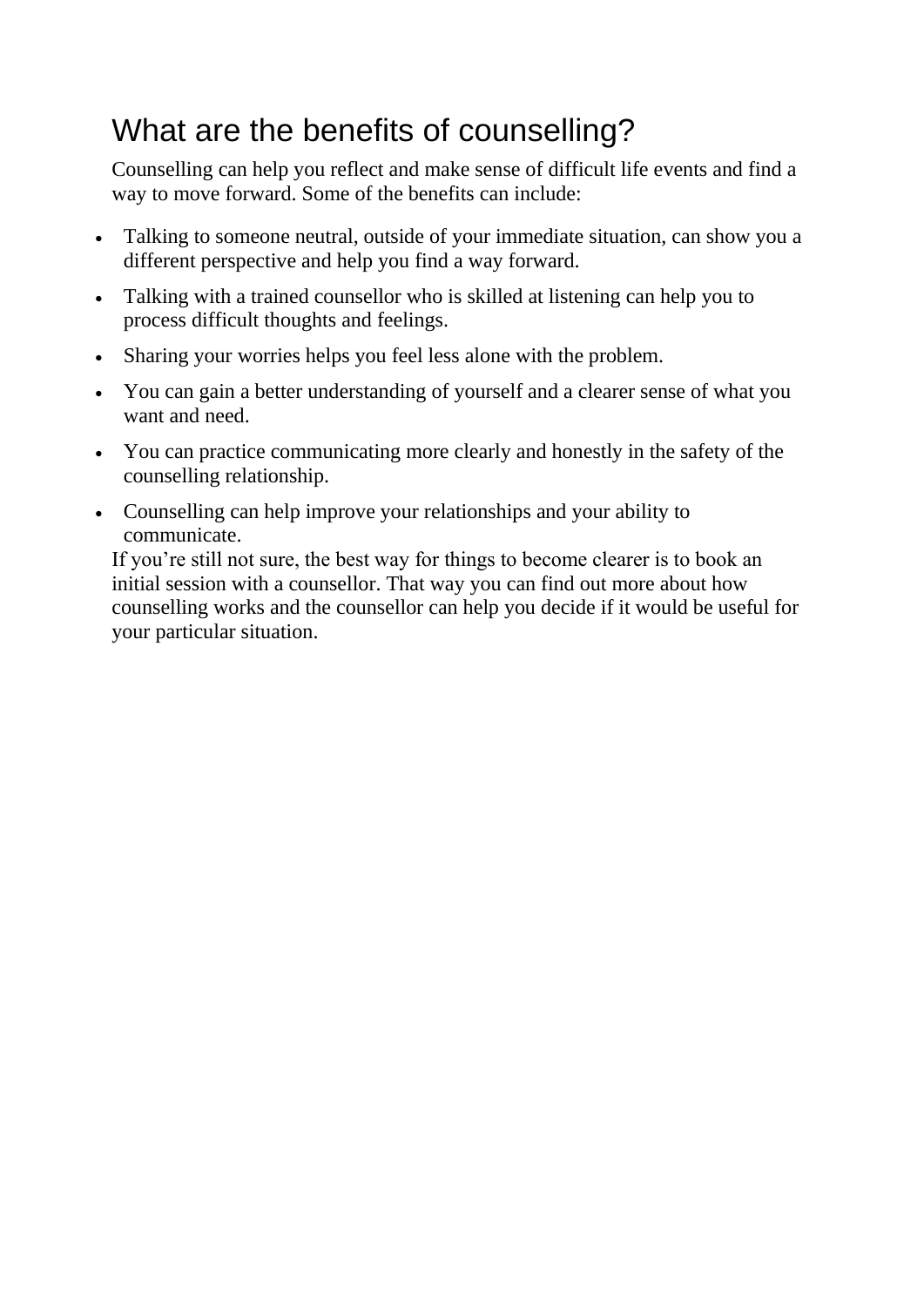## What are the benefits of counselling?

Counselling can help you reflect and make sense of difficult life events and find a way to move forward. Some of the benefits can include:

- Talking to someone neutral, outside of your immediate situation, can show you a different perspective and help you find a way forward.
- Talking with a trained counsellor who is skilled at listening can help you to process difficult thoughts and feelings.
- Sharing your worries helps you feel less alone with the problem.
- You can gain a better understanding of yourself and a clearer sense of what you want and need.
- You can practice communicating more clearly and honestly in the safety of the counselling relationship.
- Counselling can help improve your relationships and your ability to communicate.

If you're still not sure, the best way for things to become clearer is to book an initial session with a counsellor. That way you can find out more about how counselling works and the counsellor can help you decide if it would be useful for your particular situation.